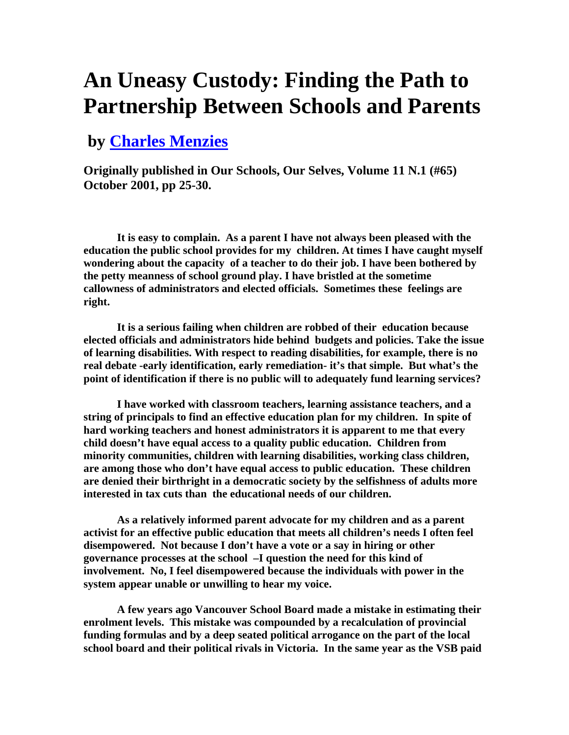# An Uneasy Custody: Finding the Path to Partnership Between Schools and Parents

## by [Charles Menzies]

**Originally published in Our Schools, Our Selves, Volume 11 N.1 (#65) October 2001, pp 25-30.**

**It is easy to complain. As a parent I have not always been pleased with the education the public school provides for my children. At times I have caught myself wondering about the capacity of a teacher to do their job. I have been bothered by the petty meanness of school ground play. I have bristled at the sometime callowness of administrators and elected officials. Sometimes these feelings are right.**

**It is a serious failing when children are robbed of their education because elected officials and administrators hide behind budgets and policies. Take the issue of learning disabilities. With respect to reading disabilities, for example, there is no real debate -early identification, early remediation- it's that simple. But what's the point of identification if there is no public will to adequately fund learning services?**

**I have worked with classroom teachers, learning assistance teachers, and a string of principals to find an effective education plan for my children. In spite of hard working teachers and honest administrators it is apparent to me that every child doesn't have equal access to a quality public education. Children from minority communities, children with learning disabilities, working class children, are among those who don't have equal access to public education. These children are denied their birthright in a democratic society by the selfishness of adults more interested in tax cuts than the educational needs of our children.**

**As a relatively informed parent advocate for my children and as a parent activist for an effective public education that meets all children's needs I often feel disempowered. Not because I don't have a vote or a say in hiring or other governance processes at the school –I question the need for this kind of involvement. No, I feel disempowered because the individuals with power in the system appear unable or unwilling to hear my voice.**

**A few years ago Vancouver School Board made a mistake in estimating their enrolment levels. This mistake was compounded by a recalculation of provincial funding formulas and by a deep seated political arrogance on the part of the local school board and their political rivals in Victoria. In the same year as the VSB paid**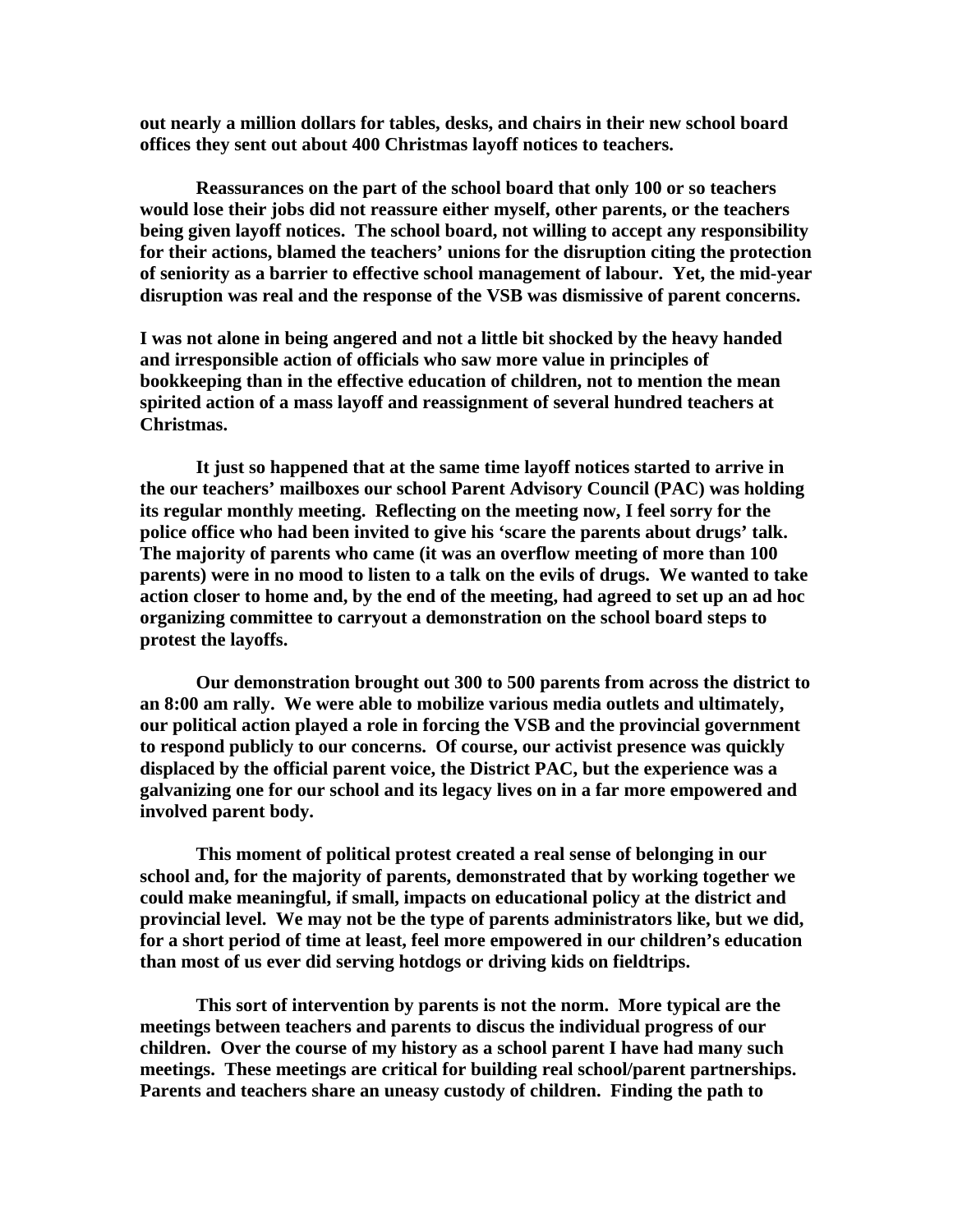**out nearly a million dollars for tables, desks, and chairs in their new school board offices they sent out about 400 Christmas layoff notices to teachers.**

**Reassurances on the part of the school board that only 100 or so teachers would lose their jobs did not reassure either myself, other parents, or the teachers being given layoff notices. The school board, not willing to accept any responsibility for their actions, blamed the teachers' unions for the disruption citing the protection of seniority as a barrier to effective school management of labour. Yet, the mid-year disruption was real and the response of the VSB was dismissive of parent concerns.**

**I was not alone in being angered and not a little bit shocked by the heavy handed and irresponsible action of officials who saw more value in principles of bookkeeping than in the effective education of children, not to mention the mean spirited action of a mass layoff and reassignment of several hundred teachers at Christmas.**

**It just so happened that at the same time layoff notices started to arrive in the our teachers' mailboxes our school Parent Advisory Council (PAC) was holding its regular monthly meeting. Reflecting on the meeting now, I feel sorry for the police office who had been invited to give his 'scare the parents about drugs' talk. The majority of parents who came (it was an overflow meeting of more than 100 parents) were in no mood to listen to a talk on the evils of drugs. We wanted to take action closer to home and, by the end of the meeting, had agreed to set up an ad hoc organizing committee to carryout a demonstration on the school board steps to protest the layoffs.**

**Our demonstration brought out 300 to 500 parents from across the district to an 8:00 am rally. We were able to mobilize various media outlets and ultimately, our political action played a role in forcing the VSB and the provincial government to respond publicly to our concerns. Of course, our activist presence was quickly displaced by the official parent voice, the District PAC, but the experience was a galvanizing one for our school and its legacy lives on in a far more empowered and involved parent body.**

**This moment of political protest created a real sense of belonging in our school and, for the majority of parents, demonstrated that by working together we could make meaningful, if small, impacts on educational policy at the district and provincial level. We may not be the type of parents administrators like, but we did, for a short period of time at least, feel more empowered in our children's education than most of us ever did serving hotdogs or driving kids on fieldtrips.**

**This sort of intervention by parents is not the norm. More typical are the meetings between teachers and parents to discus the individual progress of our children. Over the course of my history as a school parent I have had many such meetings. These meetings are critical for building real school/parent partnerships. Parents and teachers share an uneasy custody of children. Finding the path to**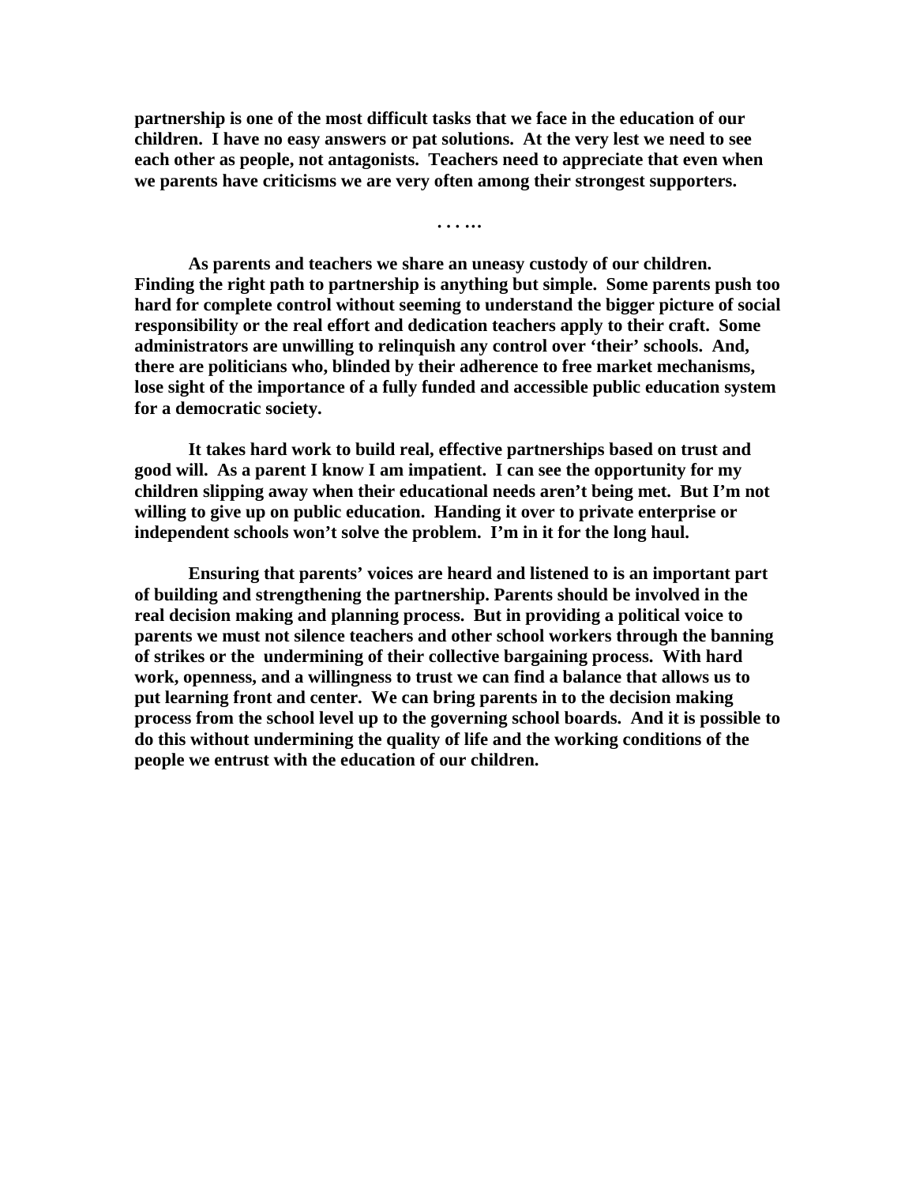**partnership is one of the most difficult tasks that we face in the education of our children. I have no easy answers or pat solutions. At the very lest we need to see each other as people, not antagonists. Teachers need to appreciate that even when we parents have criticisms we are very often among their strongest supporters.**

**. . . …**

**As parents and teachers we share an uneasy custody of our children. Finding the right path to partnership is anything but simple. Some parents push too hard for complete control without seeming to understand the bigger picture of social responsibility or the real effort and dedication teachers apply to their craft. Some administrators are unwilling to relinquish any control over 'their' schools. And, there are politicians who, blinded by their adherence to free market mechanisms, lose sight of the importance of a fully funded and accessible public education system for a democratic society.**

**It takes hard work to build real, effective partnerships based on trust and good will. As a parent I know I am impatient. I can see the opportunity for my children slipping away when their educational needs aren't being met. But I'm not willing to give up on public education. Handing it over to private enterprise or independent schools won't solve the problem. I'm in it for the long haul.**

**Ensuring that parents' voices are heard and listened to is an important part of building and strengthening the partnership. Parents should be involved in the real decision making and planning process. But in providing a political voice to parents we must not silence teachers and other school workers through the banning of strikes or the undermining of their collective bargaining process. With hard work, openness, and a willingness to trust we can find a balance that allows us to put learning front and center. We can bring parents in to the decision making process from the school level up to the governing school boards. And it is possible to do this without undermining the quality of life and the working conditions of the people we entrust with the education of our children.**